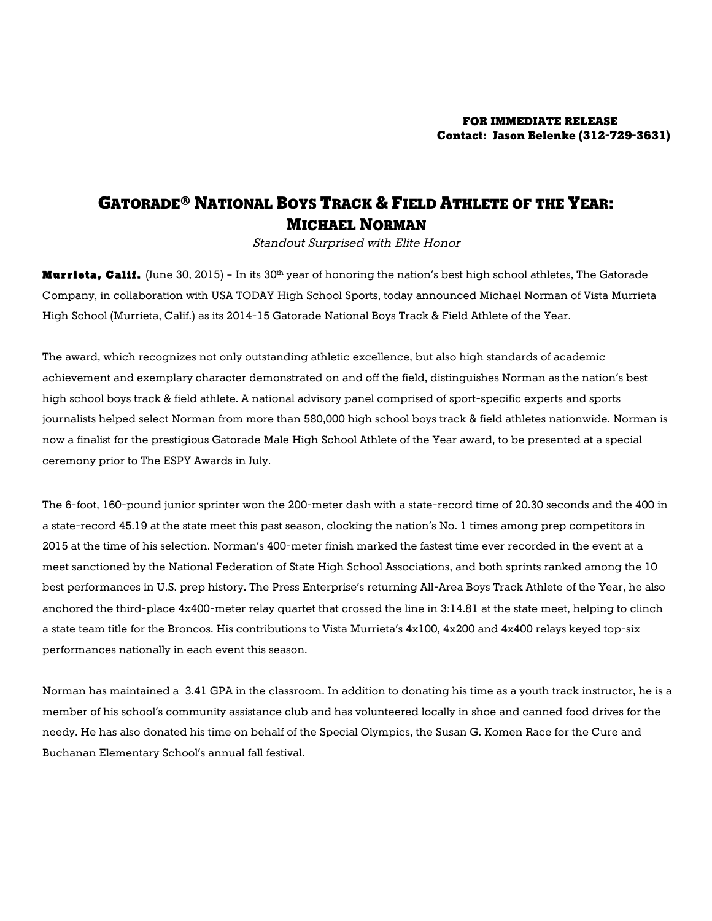**FOR IMMEDIATE RELEASE**
**Contact: Jason Belenke (312-729-3631)**

# GATORADE® NATIONAL BOYS TRACK & FIELD ATHLETE OF THE YEAR: MICHAEL NORMAN

*Standout Surprised with Elite Honor*

**Murrieta, Calif.** (June 30, 2015) – In its 30th year of honoring the nation's best high school athletes, The Gatorade Company, in collaboration with USA TODAY High School Sports, today announced Michael Norman of Vista Murrieta High School (Murrieta, Calif.) as its 2014-15 Gatorade National Boys Track & Field Athlete of the Year.

The award, which recognizes not only outstanding athletic excellence, but also high standards of academic achievement and exemplary character demonstrated on and off the field, distinguishes Norman as the nation's best high school boys track & field athlete. A national advisory panel comprised of sport-specific experts and sports journalists helped select Norman from more than 580,000 high school boys track & field athletes nationwide. Norman is now a finalist for the prestigious Gatorade Male High School Athlete of the Year award, to be presented at a special ceremony prior to The ESPY Awards in July.

The 6-foot, 160-pound junior sprinter won the 200-meter dash with a state-record time of 20.30 seconds and the 400 in a state-record 45.19 at the state meet this past season, clocking the nation's No. 1 times among prep competitors in 2015 at the time of his selection. Norman's 400-meter finish marked the fastest time ever recorded in the event at a meet sanctioned by the National Federation of State High School Associations, and both sprints ranked among the 10 best performances in U.S. prep history. The Press Enterprise's returning All-Area Boys Track Athlete of the Year, he also anchored the third-place 4x400-meter relay quartet that crossed the line in 3:14.81 at the state meet, helping to clinch a state team title for the Broncos. His contributions to Vista Murrieta's 4x100, 4x200 and 4x400 relays keyed top-six performances nationally in each event this season.

Norman has maintained a 3.41 GPA in the classroom. In addition to donating his time as a youth track instructor, he is a member of his school's community assistance club and has volunteered locally in shoe and canned food drives for the needy. He has also donated his time on behalf of the Special Olympics, the Susan G. Komen Race for the Cure and Buchanan Elementary School's annual fall festival.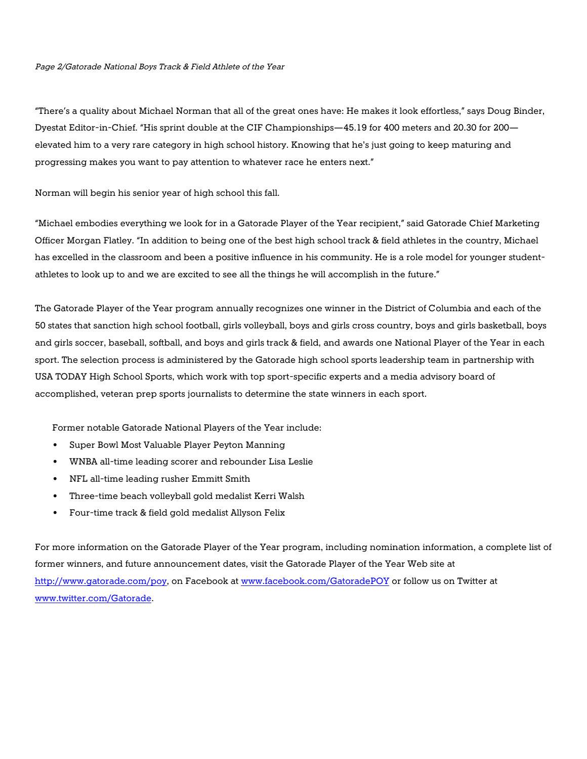"There's a quality about Michael Norman that all of the great ones have: He makes it look effortless," says Doug Binder, Dyestat Editor-in-Chief. "His sprint double at the CIF Championships—45.19 for 400 meters and 20.30 for 200—elevated him to a very rare category in high school history. Knowing that he's just going to keep maturing and progressing makes you want to pay attention to whatever race he enters next."

Norman will begin his senior year of high school this fall.

"Michael embodies everything we look for in a Gatorade Player of the Year recipient," said Gatorade Chief Marketing Officer Morgan Flatley. "In addition to being one of the best high school track & field athletes in the country, Michael has excelled in the classroom and been a positive influence in his community. He is a role model for younger student-athletes to look up to and we are excited to see all the things he will accomplish in the future."

The Gatorade Player of the Year program annually recognizes one winner in the District of Columbia and each of the 50 states that sanction high school football, girls volleyball, boys and girls cross country, boys and girls basketball, boys and girls soccer, baseball, softball, and boys and girls track & field, and awards one National Player of the Year in each sport. The selection process is administered by the Gatorade high school sports leadership team in partnership with USA TODAY High School Sports, which work with top sport-specific experts and a media advisory board of accomplished, veteran prep sports journalists to determine the state winners in each sport.

Former notable Gatorade National Players of the Year include:

- Super Bowl Most Valuable Player Peyton Manning
- WNBA all-time leading scorer and rebounder Lisa Leslie
- NFL all-time leading rusher Emmitt Smith
- Three-time beach volleyball gold medalist Kerri Walsh
- Four-time track & field gold medalist Allyson Felix

For more information on the Gatorade Player of the Year program, including nomination information, a complete list of former winners, and future announcement dates, visit the Gatorade Player of the Year Web site at http://www.gatorade.com/poy, on Facebook at www.facebook.com/GatoradePOY or follow us on Twitter at www.twitter.com/Gatorade.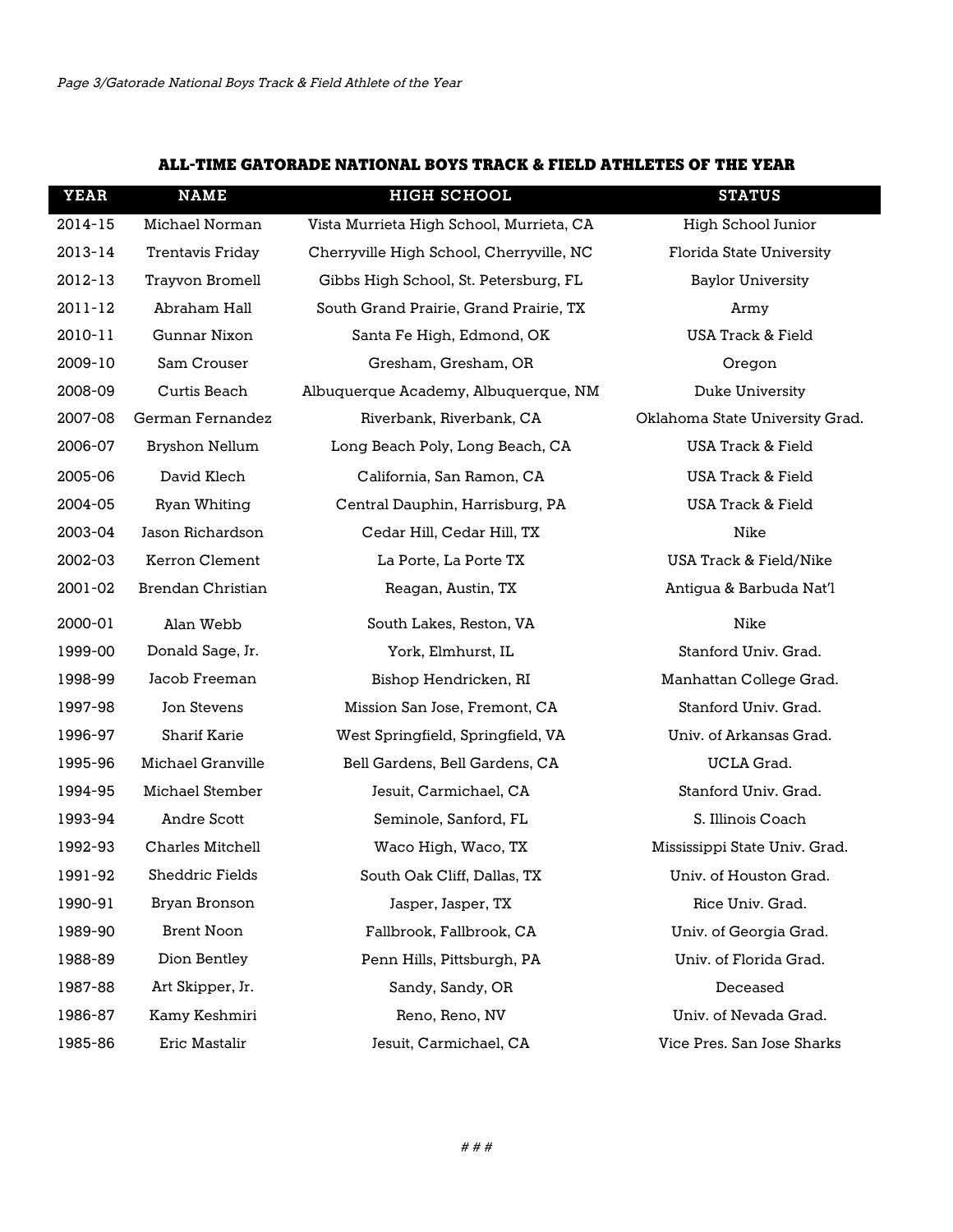## ALL-TIME GATORADE NATIONAL BOYS TRACK & FIELD ATHLETES OF THE YEAR

| YEAR | NAME | HIGH SCHOOL | STATUS |
|---|---|---|---|
| 2014-15 | Michael Norman | Vista Murrieta High School, Murrieta, CA | High School Junior |
| 2013-14 | Trentavis Friday | Cherryville High School, Cherryville, NC | Florida State University |
| 2012-13 | Trayvon Bromell | Gibbs High School, St. Petersburg, FL | Baylor University |
| 2011-12 | Abraham Hall | South Grand Prairie, Grand Prairie, TX | Army |
| 2010-11 | Gunnar Nixon | Santa Fe High, Edmond, OK | USA Track & Field |
| 2009-10 | Sam Crouser | Gresham, Gresham, OR | Oregon |
| 2008-09 | Curtis Beach | Albuquerque Academy, Albuquerque, NM | Duke University |
| 2007-08 | German Fernandez | Riverbank, Riverbank, CA | Oklahoma State University Grad. |
| 2006-07 | Bryshon Nellum | Long Beach Poly, Long Beach, CA | USA Track & Field |
| 2005-06 | David Klech | California, San Ramon, CA | USA Track & Field |
| 2004-05 | Ryan Whiting | Central Dauphin, Harrisburg, PA | USA Track & Field |
| 2003-04 | Jason Richardson | Cedar Hill, Cedar Hill, TX | Nike |
| 2002-03 | Kerron Clement | La Porte, La Porte TX | USA Track & Field/Nike |
| 2001-02 | Brendan Christian | Reagan, Austin, TX | Antigua & Barbuda Nat'l |
| 2000-01 | Alan Webb | South Lakes, Reston, VA | Nike |
| 1999-00 | Donald Sage, Jr. | York, Elmhurst, IL | Stanford Univ. Grad. |
| 1998-99 | Jacob Freeman | Bishop Hendricken, RI | Manhattan College Grad. |
| 1997-98 | Jon Stevens | Mission San Jose, Fremont, CA | Stanford Univ. Grad. |
| 1996-97 | Sharif Karie | West Springfield, Springfield, VA | Univ. of Arkansas Grad. |
| 1995-96 | Michael Granville | Bell Gardens, Bell Gardens, CA | UCLA Grad. |
| 1994-95 | Michael Stember | Jesuit, Carmichael, CA | Stanford Univ. Grad. |
| 1993-94 | Andre Scott | Seminole, Sanford, FL | S. Illinois Coach |
| 1992-93 | Charles Mitchell | Waco High, Waco, TX | Mississippi State Univ. Grad. |
| 1991-92 | Sheddric Fields | South Oak Cliff, Dallas, TX | Univ. of Houston Grad. |
| 1990-91 | Bryan Bronson | Jasper, Jasper, TX | Rice Univ. Grad. |
| 1989-90 | Brent Noon | Fallbrook, Fallbrook, CA | Univ. of Georgia Grad. |
| 1988-89 | Dion Bentley | Penn Hills, Pittsburgh, PA | Univ. of Florida Grad. |
| 1987-88 | Art Skipper, Jr. | Sandy, Sandy, OR | Deceased |
| 1986-87 | Kamy Keshmiri | Reno, Reno, NV | Univ. of Nevada Grad. |
| 1985-86 | Eric Mastalir | Jesuit, Carmichael, CA | Vice Pres. San Jose Sharks |

# # #